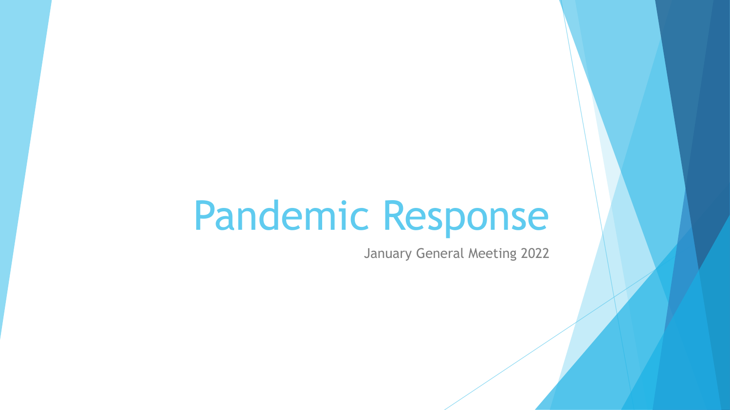# Pandemic Response

January General Meeting 2022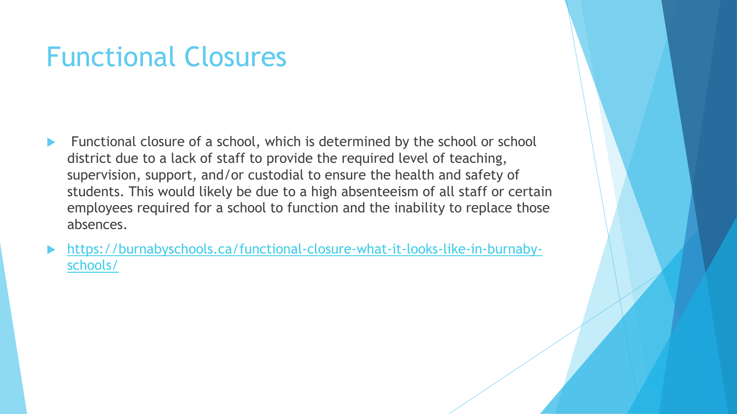# Functional Closures

- Functional closure of a school, which is determined by the school or school district due to a lack of staff to provide the required level of teaching, supervision, support, and/or custodial to ensure the health and safety of students. This would likely be due to a high absenteeism of all staff or certain employees required for a school to function and the inability to replace those absences.
- https://burnabyschools.ca/functional-closure-what-it-looks-like-in-burnaby-schools/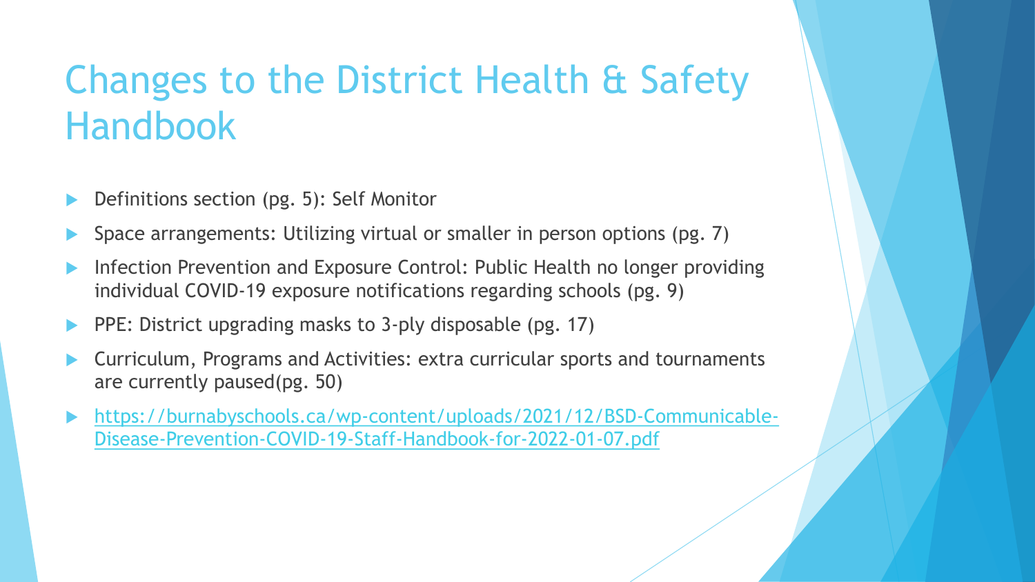# Changes to the District Health & Safety Handbook

- Definitions section (pg. 5): Self Monitor
- Space arrangements: Utilizing virtual or smaller in person options (pg. 7)
- Infection Prevention and Exposure Control: Public Health no longer providing individual COVID-19 exposure notifications regarding schools (pg. 9)
- PPE: District upgrading masks to 3-ply disposable (pg. 17)
- Curriculum, Programs and Activities: extra curricular sports and tournaments are currently paused(pg. 50)
- https://burnabyschools.ca/wp-content/uploads/2021/12/BSD-Communicable-Disease-Prevention-COVID-19-Staff-Handbook-for-2022-01-07.pdf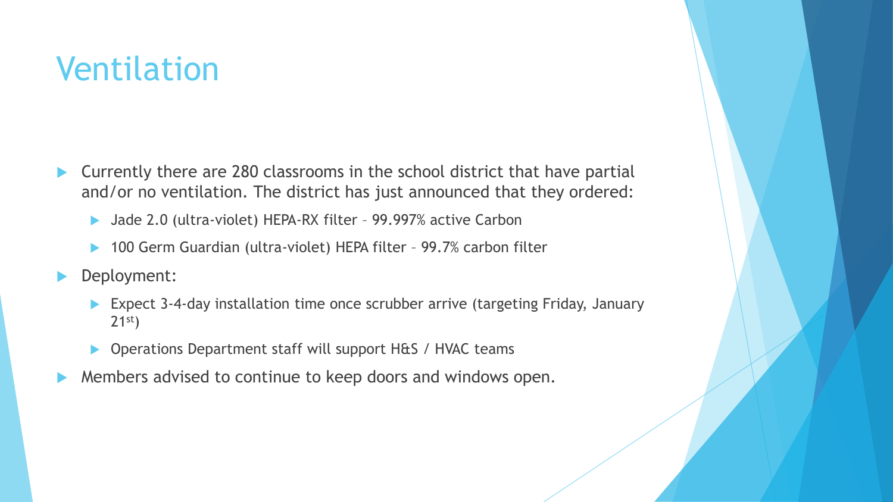# Ventilation

- Currently there are 280 classrooms in the school district that have partial and/or no ventilation. The district has just announced that they ordered:
  - Jade 2.0 (ultra-violet) HEPA-RX filter – 99.997% active Carbon
  - 100 Germ Guardian (ultra-violet) HEPA filter – 99.7% carbon filter
- Deployment:
  - Expect 3-4-day installation time once scrubber arrive (targeting Friday, January 21st)
  - Operations Department staff will support H&S / HVAC teams
- Members advised to continue to keep doors and windows open.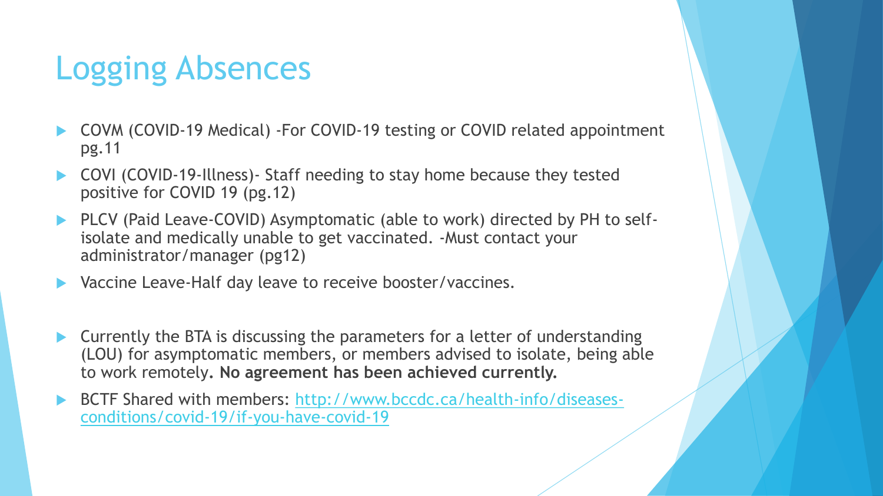# Logging Absences

- COVM (COVID-19 Medical) -For COVID-19 testing or COVID related appointment pg.11
- COVI (COVID-19-Illness)- Staff needing to stay home because they tested positive for COVID 19 (pg.12)
- PLCV (Paid Leave-COVID) Asymptomatic (able to work) directed by PH to self-isolate and medically unable to get vaccinated. -Must contact your administrator/manager (pg12)
- Vaccine Leave-Half day leave to receive booster/vaccines.
- Currently the BTA is discussing the parameters for a letter of understanding (LOU) for asymptomatic members, or members advised to isolate, being able to work remotely. **No agreement has been achieved currently.**
- BCTF Shared with members: [http://www.bccdc.ca/health-info/diseases-conditions/covid-19/if-you-have-covid-19](http://www.bccdc.ca/health-info/diseases-conditions/covid-19/if-you-have-covid-19)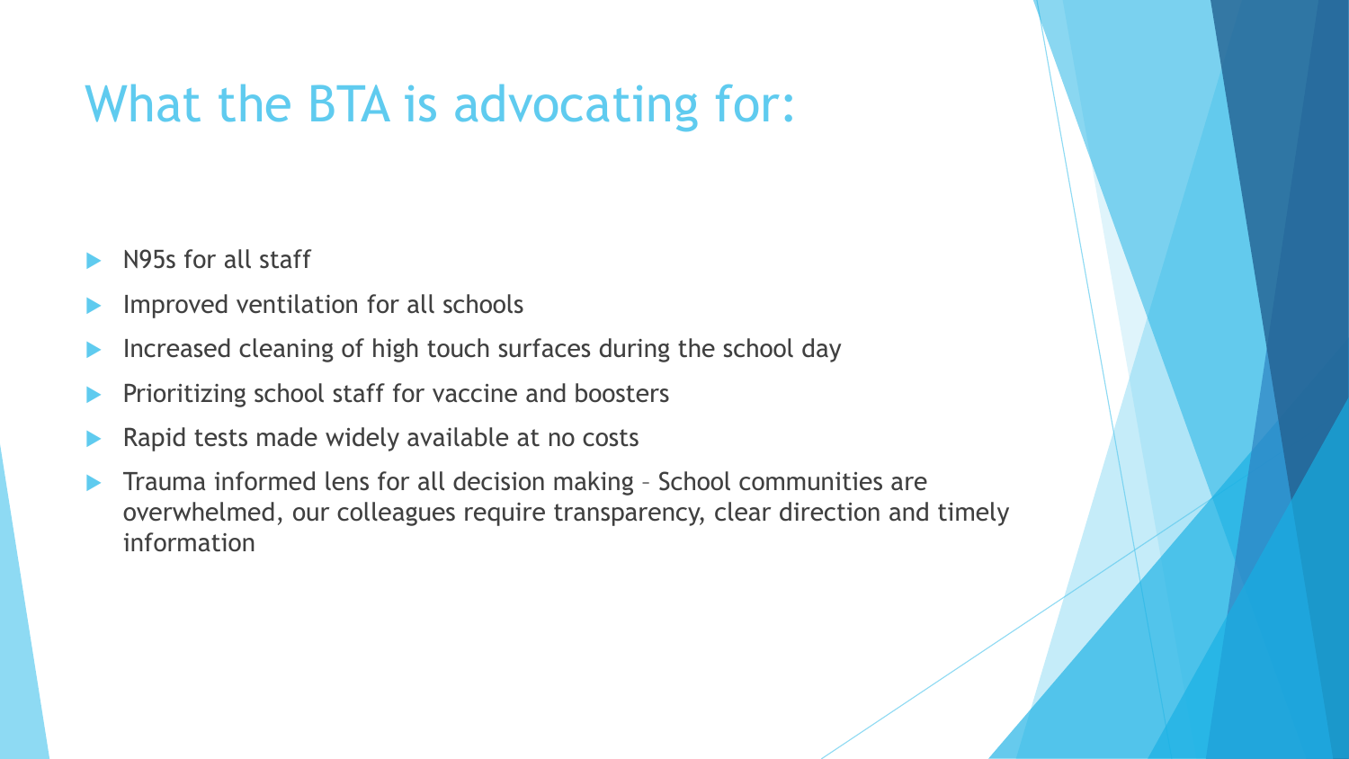# What the BTA is advocating for:

- N95s for all staff
- Improved ventilation for all schools
- Increased cleaning of high touch surfaces during the school day
- Prioritizing school staff for vaccine and boosters
- Rapid tests made widely available at no costs
- Trauma informed lens for all decision making – School communities are overwhelmed, our colleagues require transparency, clear direction and timely information